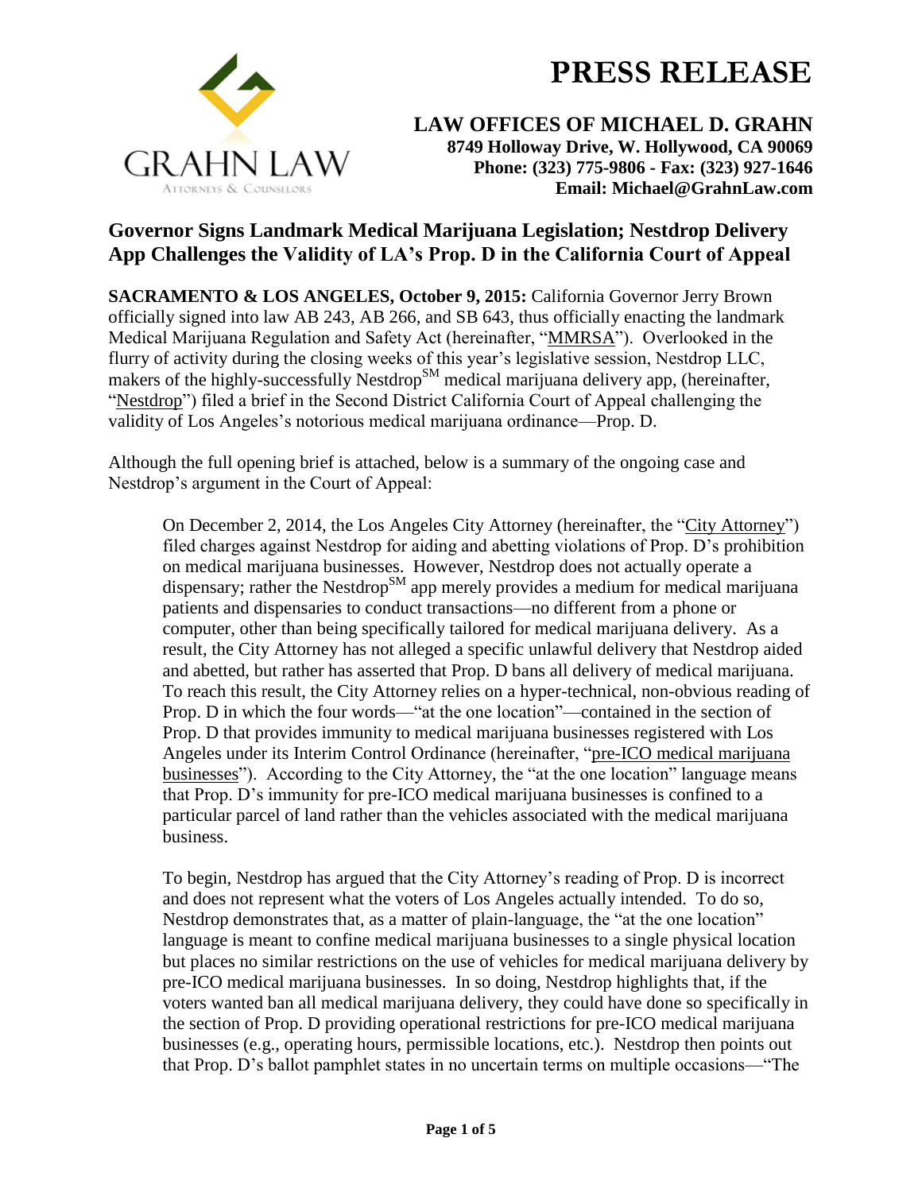# PRESS RELEASE

GRAHN LAW
Attorneys & Counselors

**LAW OFFICES OF MICHAEL D. GRAHN**
**8749 Holloway Drive, W. Hollywood, CA 90069**
**Phone: (323) 775-9806 - Fax: (323) 927-1646**
**Email: Michael@GrahnLaw.com**

## Governor Signs Landmark Medical Marijuana Legislation; Nestdrop Delivery App Challenges the Validity of LA's Prop. D in the California Court of Appeal

**SACRAMENTO & LOS ANGELES, October 9, 2015:** California Governor Jerry Brown officially signed into law AB 243, AB 266, and SB 643, thus officially enacting the landmark Medical Marijuana Regulation and Safety Act (hereinafter, "MMRSA"). Overlooked in the flurry of activity during the closing weeks of this year's legislative session, Nestdrop LLC, makers of the highly-successfully Nestdrop℠ medical marijuana delivery app, (hereinafter, "Nestdrop") filed a brief in the Second District California Court of Appeal challenging the validity of Los Angeles's notorious medical marijuana ordinance—Prop. D.

Although the full opening brief is attached, below is a summary of the ongoing case and Nestdrop's argument in the Court of Appeal:

> On December 2, 2014, the Los Angeles City Attorney (hereinafter, the "City Attorney") filed charges against Nestdrop for aiding and abetting violations of Prop. D's prohibition on medical marijuana businesses. However, Nestdrop does not actually operate a dispensary; rather the Nestdrop℠ app merely provides a medium for medical marijuana patients and dispensaries to conduct transactions—no different from a phone or computer, other than being specifically tailored for medical marijuana delivery. As a result, the City Attorney has not alleged a specific unlawful delivery that Nestdrop aided and abetted, but rather has asserted that Prop. D bans all delivery of medical marijuana. To reach this result, the City Attorney relies on a hyper-technical, non-obvious reading of Prop. D in which the four words—"at the one location"—contained in the section of Prop. D that provides immunity to medical marijuana businesses registered with Los Angeles under its Interim Control Ordinance (hereinafter, "pre-ICO medical marijuana businesses"). According to the City Attorney, the "at the one location" language means that Prop. D's immunity for pre-ICO medical marijuana businesses is confined to a particular parcel of land rather than the vehicles associated with the medical marijuana business.
>
> To begin, Nestdrop has argued that the City Attorney's reading of Prop. D is incorrect and does not represent what the voters of Los Angeles actually intended. To do so, Nestdrop demonstrates that, as a matter of plain-language, the "at the one location" language is meant to confine medical marijuana businesses to a single physical location but places no similar restrictions on the use of vehicles for medical marijuana delivery by pre-ICO medical marijuana businesses. In so doing, Nestdrop highlights that, if the voters wanted ban all medical marijuana delivery, they could have done so specifically in the section of Prop. D providing operational restrictions for pre-ICO medical marijuana businesses (e.g., operating hours, permissible locations, etc.). Nestdrop then points out that Prop. D's ballot pamphlet states in no uncertain terms on multiple occasions—"The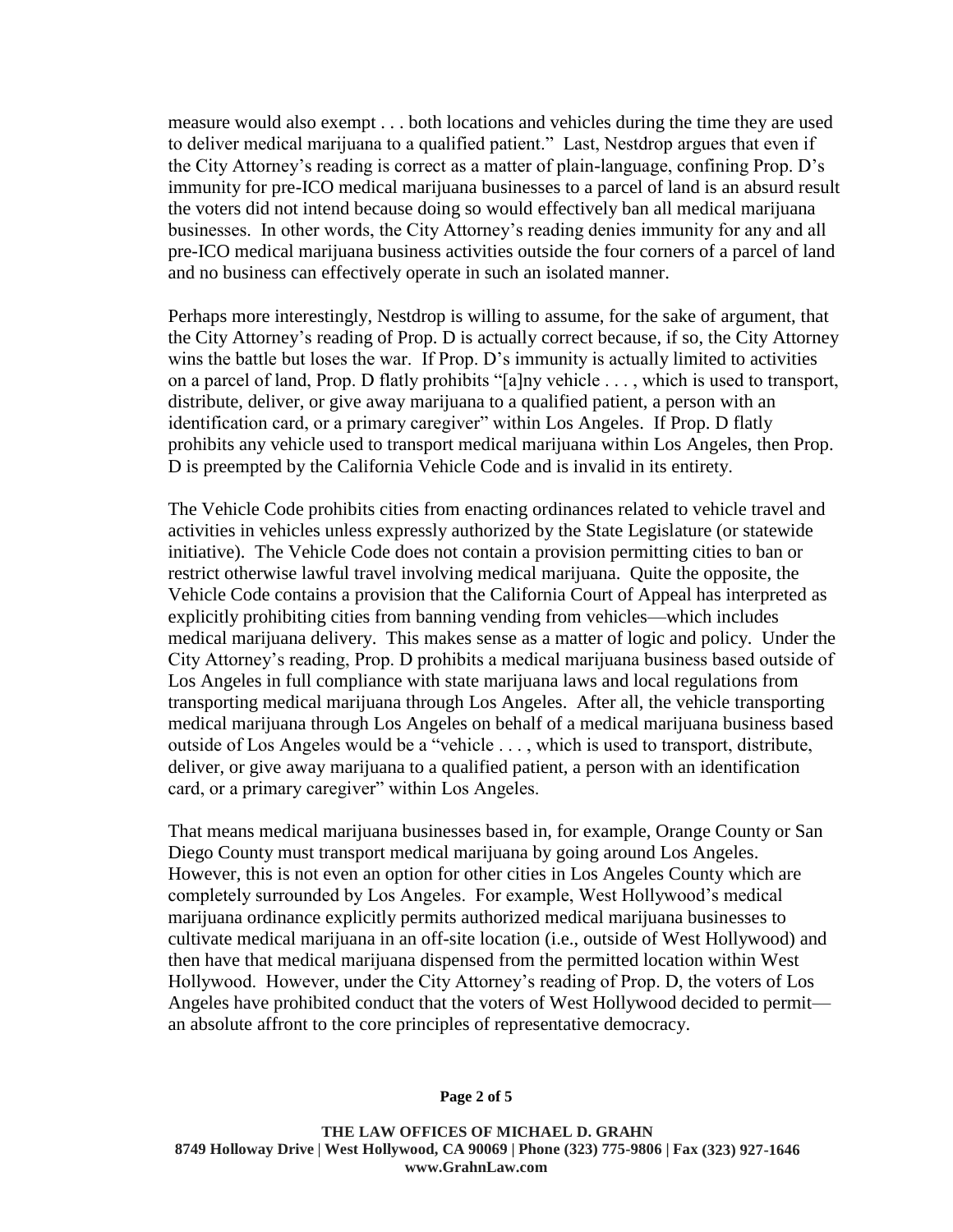measure would also exempt . . . both locations and vehicles during the time they are used to deliver medical marijuana to a qualified patient." Last, Nestdrop argues that even if the City Attorney's reading is correct as a matter of plain-language, confining Prop. D's immunity for pre-ICO medical marijuana businesses to a parcel of land is an absurd result the voters did not intend because doing so would effectively ban all medical marijuana businesses. In other words, the City Attorney's reading denies immunity for any and all pre-ICO medical marijuana business activities outside the four corners of a parcel of land and no business can effectively operate in such an isolated manner.

Perhaps more interestingly, Nestdrop is willing to assume, for the sake of argument, that the City Attorney's reading of Prop. D is actually correct because, if so, the City Attorney wins the battle but loses the war. If Prop. D's immunity is actually limited to activities on a parcel of land, Prop. D flatly prohibits "[a]ny vehicle . . . , which is used to transport, distribute, deliver, or give away marijuana to a qualified patient, a person with an identification card, or a primary caregiver" within Los Angeles. If Prop. D flatly prohibits any vehicle used to transport medical marijuana within Los Angeles, then Prop. D is preempted by the California Vehicle Code and is invalid in its entirety.

The Vehicle Code prohibits cities from enacting ordinances related to vehicle travel and activities in vehicles unless expressly authorized by the State Legislature (or statewide initiative). The Vehicle Code does not contain a provision permitting cities to ban or restrict otherwise lawful travel involving medical marijuana. Quite the opposite, the Vehicle Code contains a provision that the California Court of Appeal has interpreted as explicitly prohibiting cities from banning vending from vehicles—which includes medical marijuana delivery. This makes sense as a matter of logic and policy. Under the City Attorney's reading, Prop. D prohibits a medical marijuana business based outside of Los Angeles in full compliance with state marijuana laws and local regulations from transporting medical marijuana through Los Angeles. After all, the vehicle transporting medical marijuana through Los Angeles on behalf of a medical marijuana business based outside of Los Angeles would be a "vehicle . . . , which is used to transport, distribute, deliver, or give away marijuana to a qualified patient, a person with an identification card, or a primary caregiver" within Los Angeles.

That means medical marijuana businesses based in, for example, Orange County or San Diego County must transport medical marijuana by going around Los Angeles. However, this is not even an option for other cities in Los Angeles County which are completely surrounded by Los Angeles. For example, West Hollywood's medical marijuana ordinance explicitly permits authorized medical marijuana businesses to cultivate medical marijuana in an off-site location (i.e., outside of West Hollywood) and then have that medical marijuana dispensed from the permitted location within West Hollywood. However, under the City Attorney's reading of Prop. D, the voters of Los Angeles have prohibited conduct that the voters of West Hollywood decided to permit—an absolute affront to the core principles of representative democracy.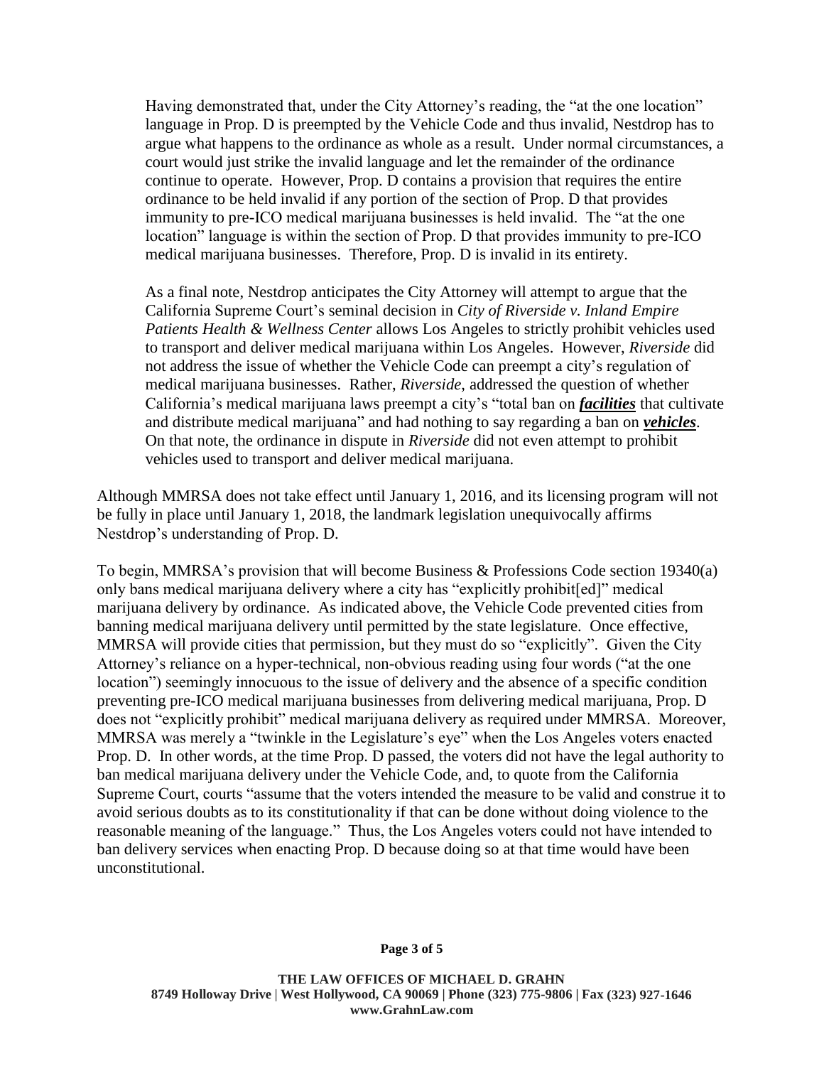> Having demonstrated that, under the City Attorney's reading, the "at the one location" language in Prop. D is preempted by the Vehicle Code and thus invalid, Nestdrop has to argue what happens to the ordinance as whole as a result. Under normal circumstances, a court would just strike the invalid language and let the remainder of the ordinance continue to operate. However, Prop. D contains a provision that requires the entire ordinance to be held invalid if any portion of the section of Prop. D that provides immunity to pre-ICO medical marijuana businesses is held invalid. The "at the one location" language is within the section of Prop. D that provides immunity to pre-ICO medical marijuana businesses. Therefore, Prop. D is invalid in its entirety.
>
> As a final note, Nestdrop anticipates the City Attorney will attempt to argue that the California Supreme Court's seminal decision in *City of Riverside v. Inland Empire Patients Health & Wellness Center* allows Los Angeles to strictly prohibit vehicles used to transport and deliver medical marijuana within Los Angeles. However, *Riverside* did not address the issue of whether the Vehicle Code can preempt a city's regulation of medical marijuana businesses. Rather, *Riverside*, addressed the question of whether California's medical marijuana laws preempt a city's "total ban on ***facilities*** that cultivate and distribute medical marijuana" and had nothing to say regarding a ban on ***vehicles***. On that note, the ordinance in dispute in *Riverside* did not even attempt to prohibit vehicles used to transport and deliver medical marijuana.

Although MMRSA does not take effect until January 1, 2016, and its licensing program will not be fully in place until January 1, 2018, the landmark legislation unequivocally affirms Nestdrop's understanding of Prop. D.

To begin, MMRSA's provision that will become Business & Professions Code section 19340(a) only bans medical marijuana delivery where a city has "explicitly prohibit[ed]" medical marijuana delivery by ordinance. As indicated above, the Vehicle Code prevented cities from banning medical marijuana delivery until permitted by the state legislature. Once effective, MMRSA will provide cities that permission, but they must do so "explicitly". Given the City Attorney's reliance on a hyper-technical, non-obvious reading using four words ("at the one location") seemingly innocuous to the issue of delivery and the absence of a specific condition preventing pre-ICO medical marijuana businesses from delivering medical marijuana, Prop. D does not "explicitly prohibit" medical marijuana delivery as required under MMRSA. Moreover, MMRSA was merely a "twinkle in the Legislature's eye" when the Los Angeles voters enacted Prop. D. In other words, at the time Prop. D passed, the voters did not have the legal authority to ban medical marijuana delivery under the Vehicle Code, and, to quote from the California Supreme Court, courts "assume that the voters intended the measure to be valid and construe it to avoid serious doubts as to its constitutionality if that can be done without doing violence to the reasonable meaning of the language." Thus, the Los Angeles voters could not have intended to ban delivery services when enacting Prop. D because doing so at that time would have been unconstitutional.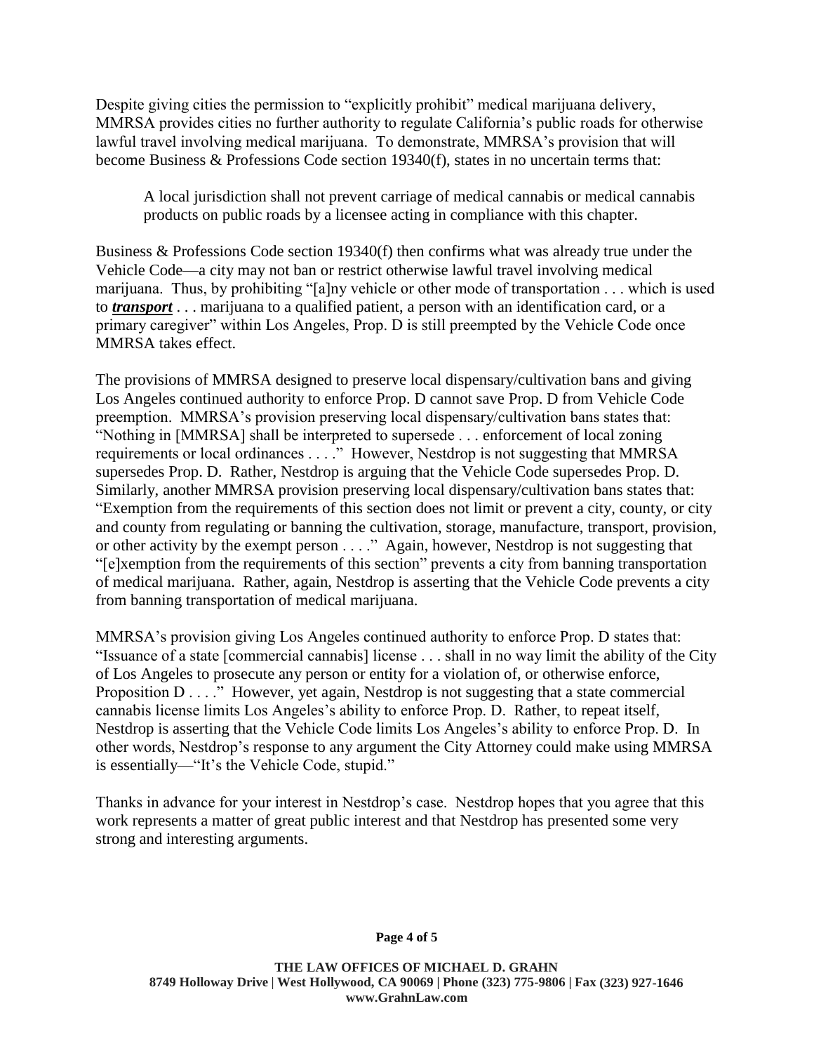Despite giving cities the permission to "explicitly prohibit" medical marijuana delivery, MMRSA provides cities no further authority to regulate California's public roads for otherwise lawful travel involving medical marijuana. To demonstrate, MMRSA's provision that will become Business & Professions Code section 19340(f), states in no uncertain terms that:

> A local jurisdiction shall not prevent carriage of medical cannabis or medical cannabis products on public roads by a licensee acting in compliance with this chapter.

Business & Professions Code section 19340(f) then confirms what was already true under the Vehicle Code—a city may not ban or restrict otherwise lawful travel involving medical marijuana. Thus, by prohibiting "[a]ny vehicle or other mode of transportation . . . which is used to ***transport*** . . . marijuana to a qualified patient, a person with an identification card, or a primary caregiver" within Los Angeles, Prop. D is still preempted by the Vehicle Code once MMRSA takes effect.

The provisions of MMRSA designed to preserve local dispensary/cultivation bans and giving Los Angeles continued authority to enforce Prop. D cannot save Prop. D from Vehicle Code preemption. MMRSA's provision preserving local dispensary/cultivation bans states that: "Nothing in [MMRSA] shall be interpreted to supersede . . . enforcement of local zoning requirements or local ordinances . . . ." However, Nestdrop is not suggesting that MMRSA supersedes Prop. D. Rather, Nestdrop is arguing that the Vehicle Code supersedes Prop. D. Similarly, another MMRSA provision preserving local dispensary/cultivation bans states that: "Exemption from the requirements of this section does not limit or prevent a city, county, or city and county from regulating or banning the cultivation, storage, manufacture, transport, provision, or other activity by the exempt person . . . ." Again, however, Nestdrop is not suggesting that "[e]xemption from the requirements of this section" prevents a city from banning transportation of medical marijuana. Rather, again, Nestdrop is asserting that the Vehicle Code prevents a city from banning transportation of medical marijuana.

MMRSA's provision giving Los Angeles continued authority to enforce Prop. D states that: "Issuance of a state [commercial cannabis] license . . . shall in no way limit the ability of the City of Los Angeles to prosecute any person or entity for a violation of, or otherwise enforce, Proposition D . . . ." However, yet again, Nestdrop is not suggesting that a state commercial cannabis license limits Los Angeles's ability to enforce Prop. D. Rather, to repeat itself, Nestdrop is asserting that the Vehicle Code limits Los Angeles's ability to enforce Prop. D. In other words, Nestdrop's response to any argument the City Attorney could make using MMRSA is essentially—"It's the Vehicle Code, stupid."

Thanks in advance for your interest in Nestdrop's case. Nestdrop hopes that you agree that this work represents a matter of great public interest and that Nestdrop has presented some very strong and interesting arguments.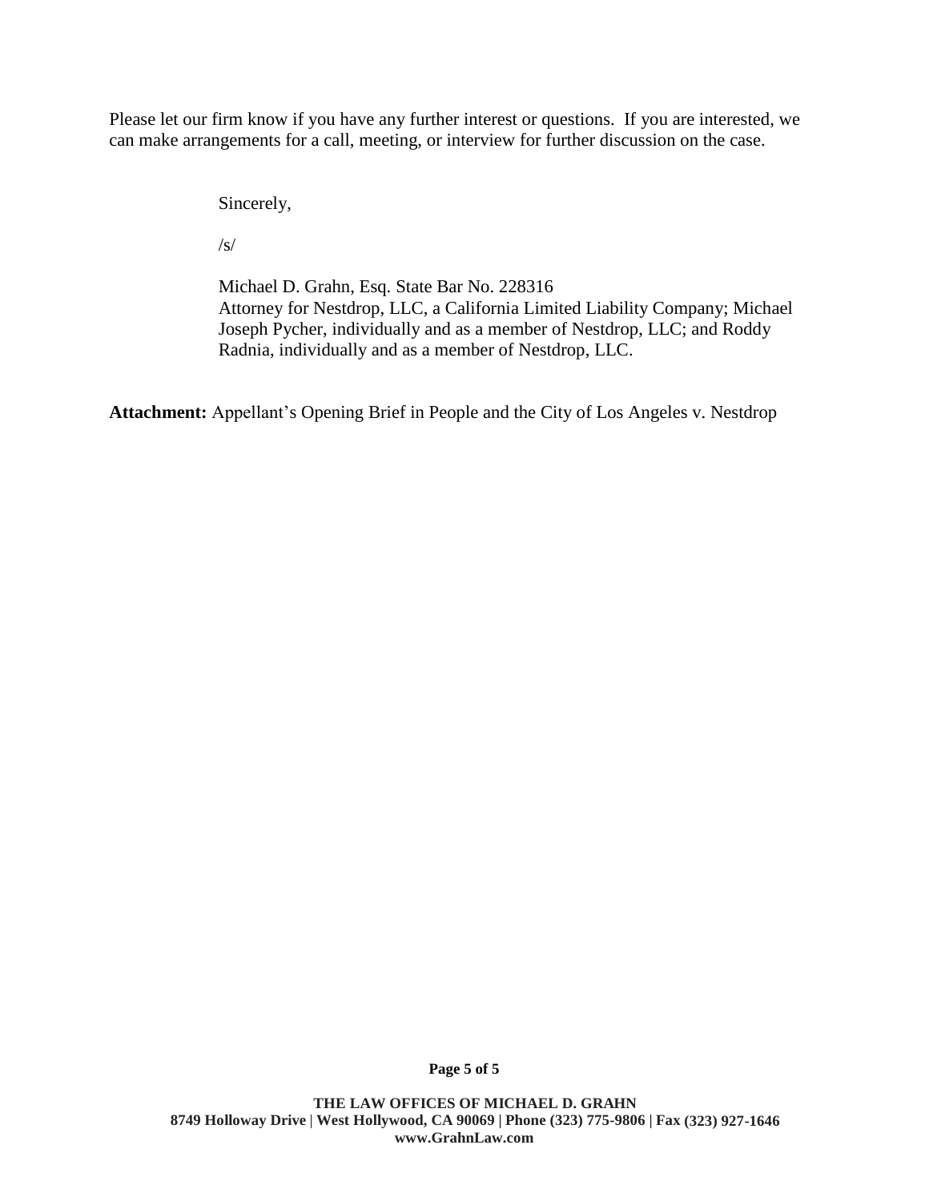Please let our firm know if you have any further interest or questions. If you are interested, we can make arrangements for a call, meeting, or interview for further discussion on the case.

Sincerely,

/s/

Michael D. Grahn, Esq. State Bar No. 228316
Attorney for Nestdrop, LLC, a California Limited Liability Company; Michael Joseph Pycher, individually and as a member of Nestdrop, LLC; and Roddy Radnia, individually and as a member of Nestdrop, LLC.

**Attachment:** Appellant's Opening Brief in People and the City of Los Angeles v. Nestdrop